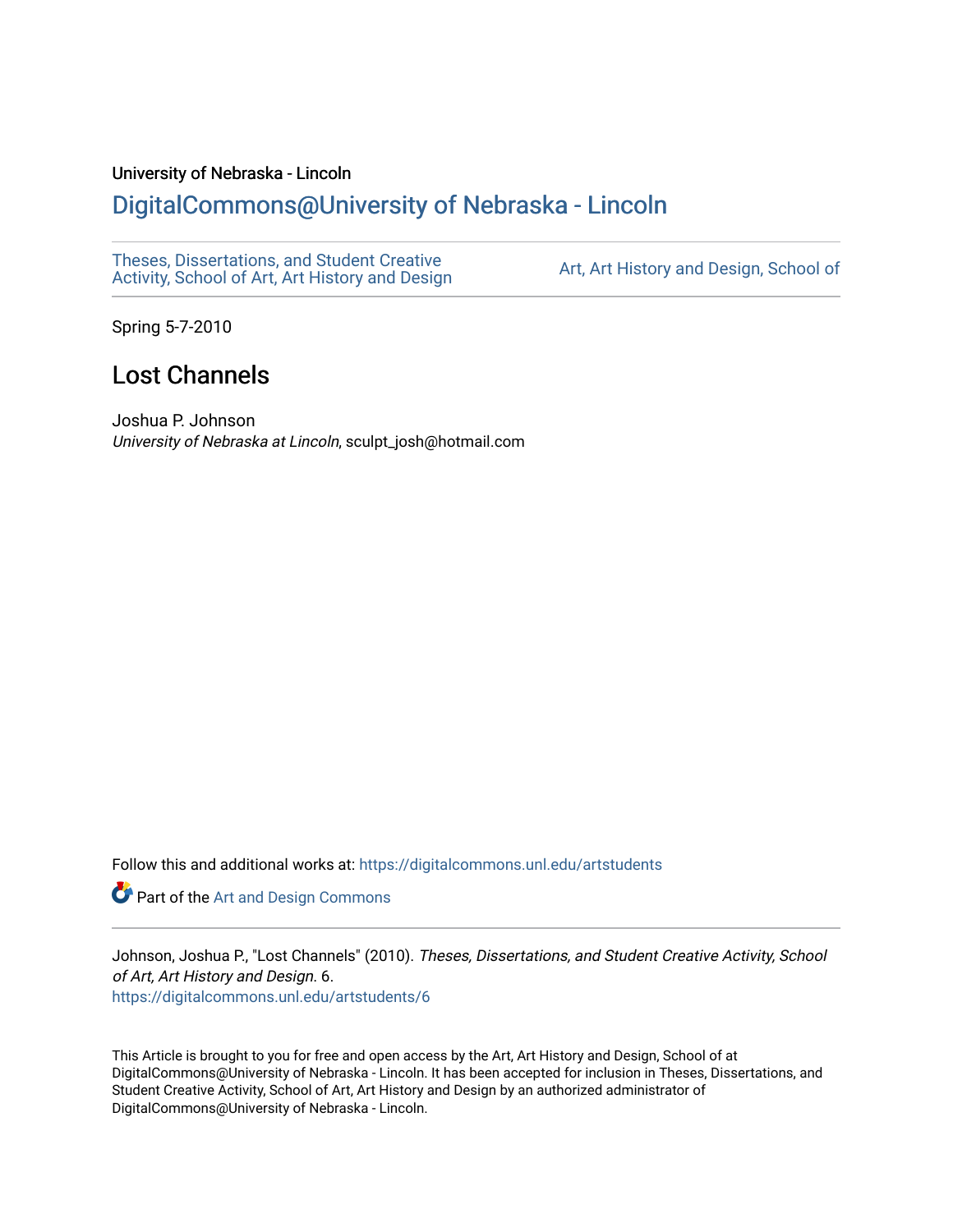University of Nebraska - Lincoln

DigitalCommons@University of Nebraska - Lincoln

Theses, Dissertations, and Student Creative Activity, School of Art, Art History and Design

Art, Art History and Design, School of

Spring 5-7-2010

# Lost Channels

Joshua P. Johnson
*University of Nebraska at Lincoln*, sculpt_josh@hotmail.com

Follow this and additional works at: https://digitalcommons.unl.edu/artstudents

Part of the Art and Design Commons

Johnson, Joshua P., "Lost Channels" (2010). *Theses, Dissertations, and Student Creative Activity, School of Art, Art History and Design*. 6.
https://digitalcommons.unl.edu/artstudents/6

This Article is brought to you for free and open access by the Art, Art History and Design, School of at DigitalCommons@University of Nebraska - Lincoln. It has been accepted for inclusion in Theses, Dissertations, and Student Creative Activity, School of Art, Art History and Design by an authorized administrator of DigitalCommons@University of Nebraska - Lincoln.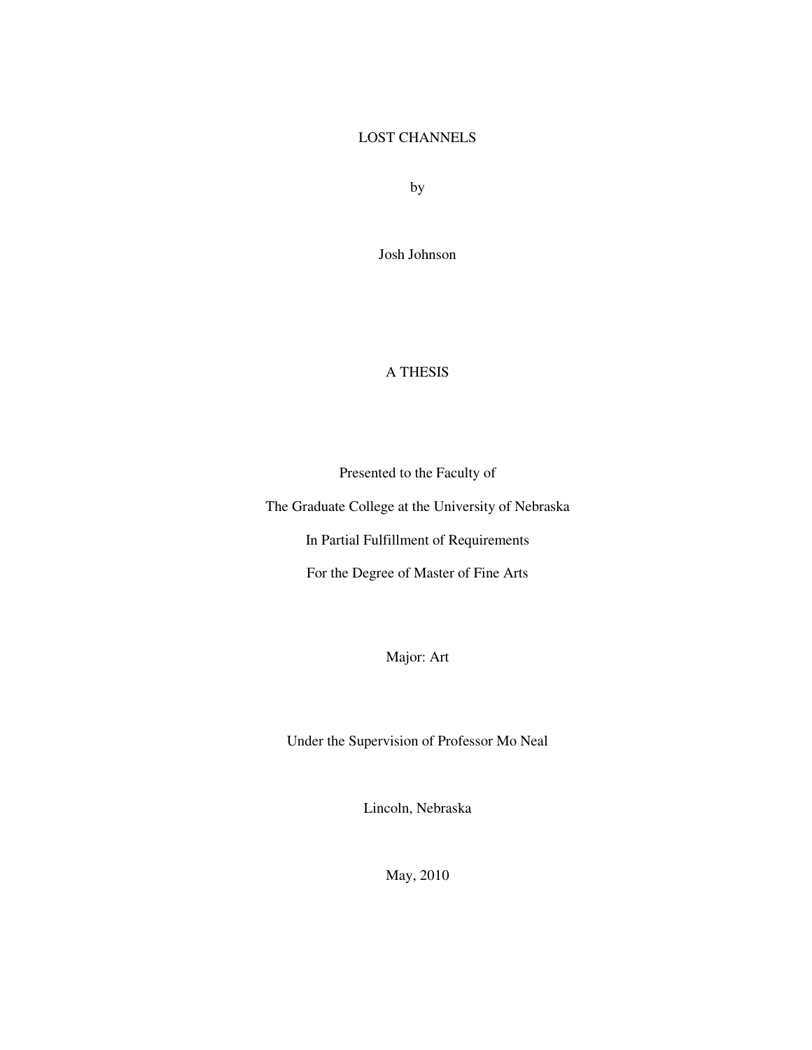# LOST CHANNELS

by

Josh Johnson

A THESIS

Presented to the Faculty of

The Graduate College at the University of Nebraska

In Partial Fulfillment of Requirements

For the Degree of Master of Fine Arts

Major: Art

Under the Supervision of Professor Mo Neal

Lincoln, Nebraska

May, 2010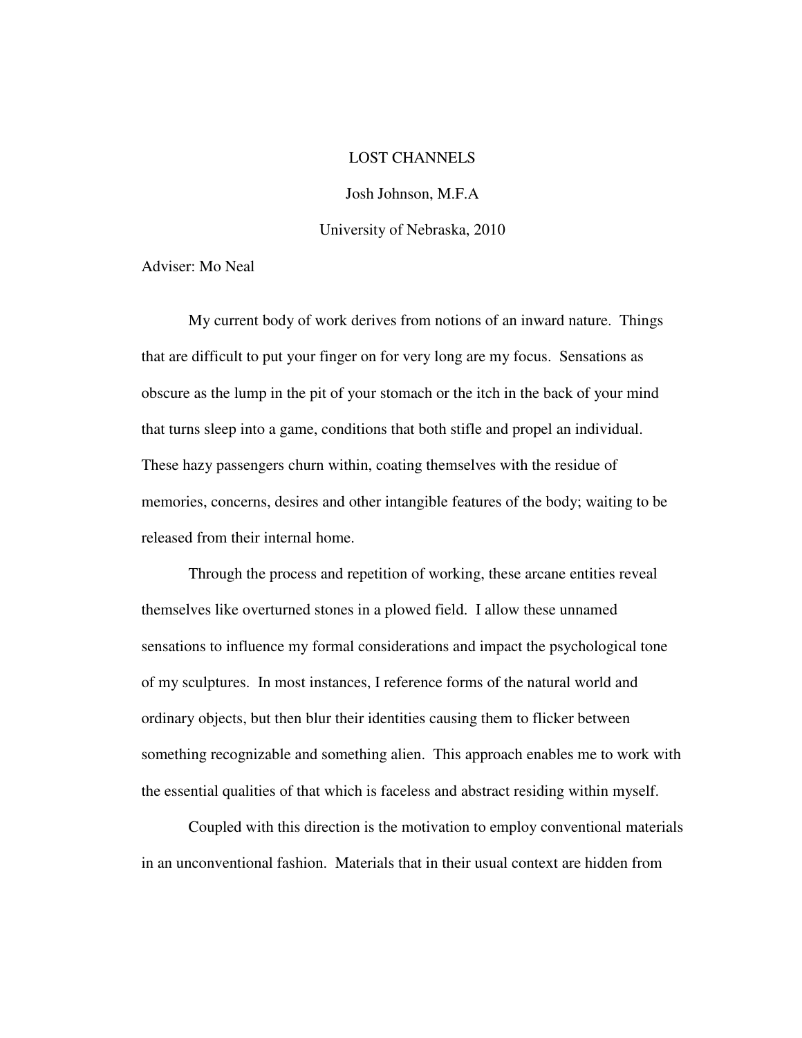LOST CHANNELS

Josh Johnson, M.F.A

University of Nebraska, 2010

Adviser: Mo Neal

My current body of work derives from notions of an inward nature. Things that are difficult to put your finger on for very long are my focus. Sensations as obscure as the lump in the pit of your stomach or the itch in the back of your mind that turns sleep into a game, conditions that both stifle and propel an individual. These hazy passengers churn within, coating themselves with the residue of memories, concerns, desires and other intangible features of the body; waiting to be released from their internal home.

Through the process and repetition of working, these arcane entities reveal themselves like overturned stones in a plowed field. I allow these unnamed sensations to influence my formal considerations and impact the psychological tone of my sculptures. In most instances, I reference forms of the natural world and ordinary objects, but then blur their identities causing them to flicker between something recognizable and something alien. This approach enables me to work with the essential qualities of that which is faceless and abstract residing within myself.

Coupled with this direction is the motivation to employ conventional materials in an unconventional fashion. Materials that in their usual context are hidden from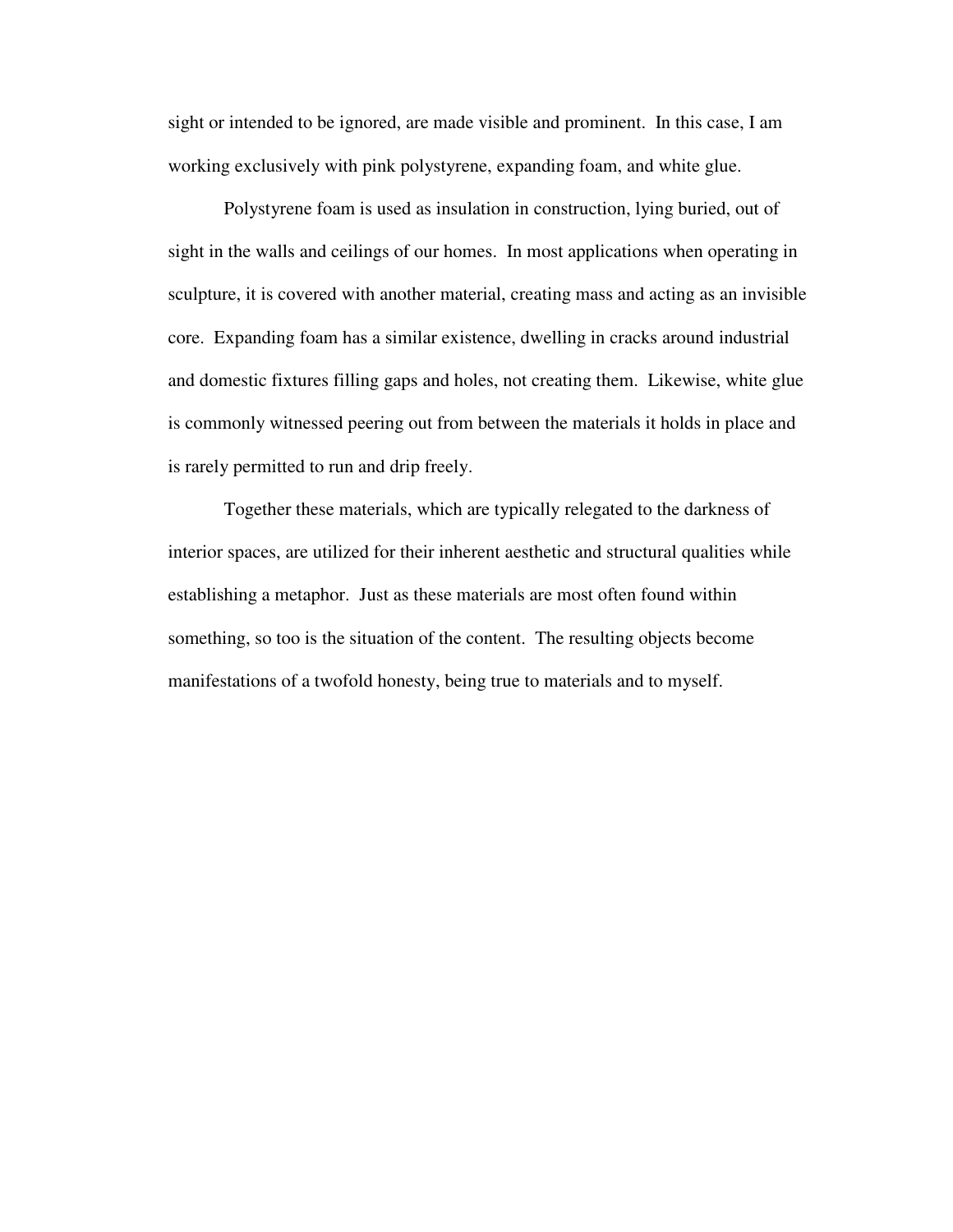sight or intended to be ignored, are made visible and prominent. In this case, I am working exclusively with pink polystyrene, expanding foam, and white glue.

Polystyrene foam is used as insulation in construction, lying buried, out of sight in the walls and ceilings of our homes. In most applications when operating in sculpture, it is covered with another material, creating mass and acting as an invisible core. Expanding foam has a similar existence, dwelling in cracks around industrial and domestic fixtures filling gaps and holes, not creating them. Likewise, white glue is commonly witnessed peering out from between the materials it holds in place and is rarely permitted to run and drip freely.

Together these materials, which are typically relegated to the darkness of interior spaces, are utilized for their inherent aesthetic and structural qualities while establishing a metaphor. Just as these materials are most often found within something, so too is the situation of the content. The resulting objects become manifestations of a twofold honesty, being true to materials and to myself.